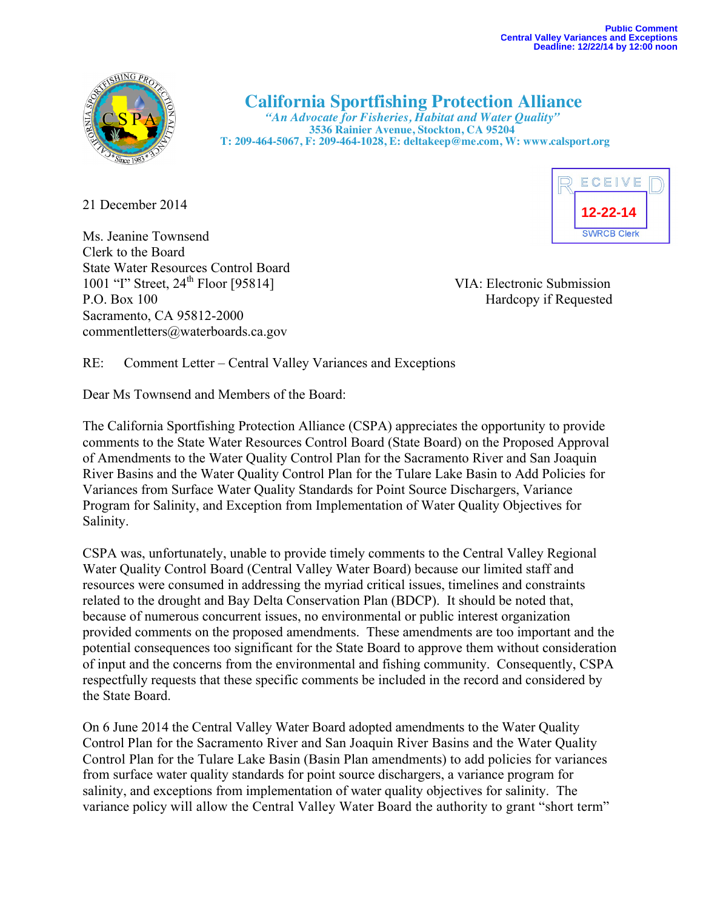Public Comment
Central Valley Variances and Exceptions
Deadline: 12/22/14 by 12:00 noon

# California Sportfishing Protection Alliance

*"An Advocate for Fisheries, Habitat and Water Quality"*
**3536 Rainier Avenue, Stockton, CA 95204**
**T: 209-464-5067, F: 209-464-1028, E: deltakeep@me.com, W: www.calsport.org**

RECEIVED
12-22-14
SWRCB Clerk

21 December 2014

Ms. Jeanine Townsend
Clerk to the Board
State Water Resources Control Board
1001 "I" Street, 24th Floor [95814]
P.O. Box 100
Sacramento, CA 95812-2000
commentletters@waterboards.ca.gov

VIA: Electronic Submission
Hardcopy if Requested

RE: Comment Letter – Central Valley Variances and Exceptions

Dear Ms Townsend and Members of the Board:

The California Sportfishing Protection Alliance (CSPA) appreciates the opportunity to provide comments to the State Water Resources Control Board (State Board) on the Proposed Approval of Amendments to the Water Quality Control Plan for the Sacramento River and San Joaquin River Basins and the Water Quality Control Plan for the Tulare Lake Basin to Add Policies for Variances from Surface Water Quality Standards for Point Source Dischargers, Variance Program for Salinity, and Exception from Implementation of Water Quality Objectives for Salinity.

CSPA was, unfortunately, unable to provide timely comments to the Central Valley Regional Water Quality Control Board (Central Valley Water Board) because our limited staff and resources were consumed in addressing the myriad critical issues, timelines and constraints related to the drought and Bay Delta Conservation Plan (BDCP). It should be noted that, because of numerous concurrent issues, no environmental or public interest organization provided comments on the proposed amendments. These amendments are too important and the potential consequences too significant for the State Board to approve them without consideration of input and the concerns from the environmental and fishing community. Consequently, CSPA respectfully requests that these specific comments be included in the record and considered by the State Board.

On 6 June 2014 the Central Valley Water Board adopted amendments to the Water Quality Control Plan for the Sacramento River and San Joaquin River Basins and the Water Quality Control Plan for the Tulare Lake Basin (Basin Plan amendments) to add policies for variances from surface water quality standards for point source dischargers, a variance program for salinity, and exceptions from implementation of water quality objectives for salinity. The variance policy will allow the Central Valley Water Board the authority to grant "short term"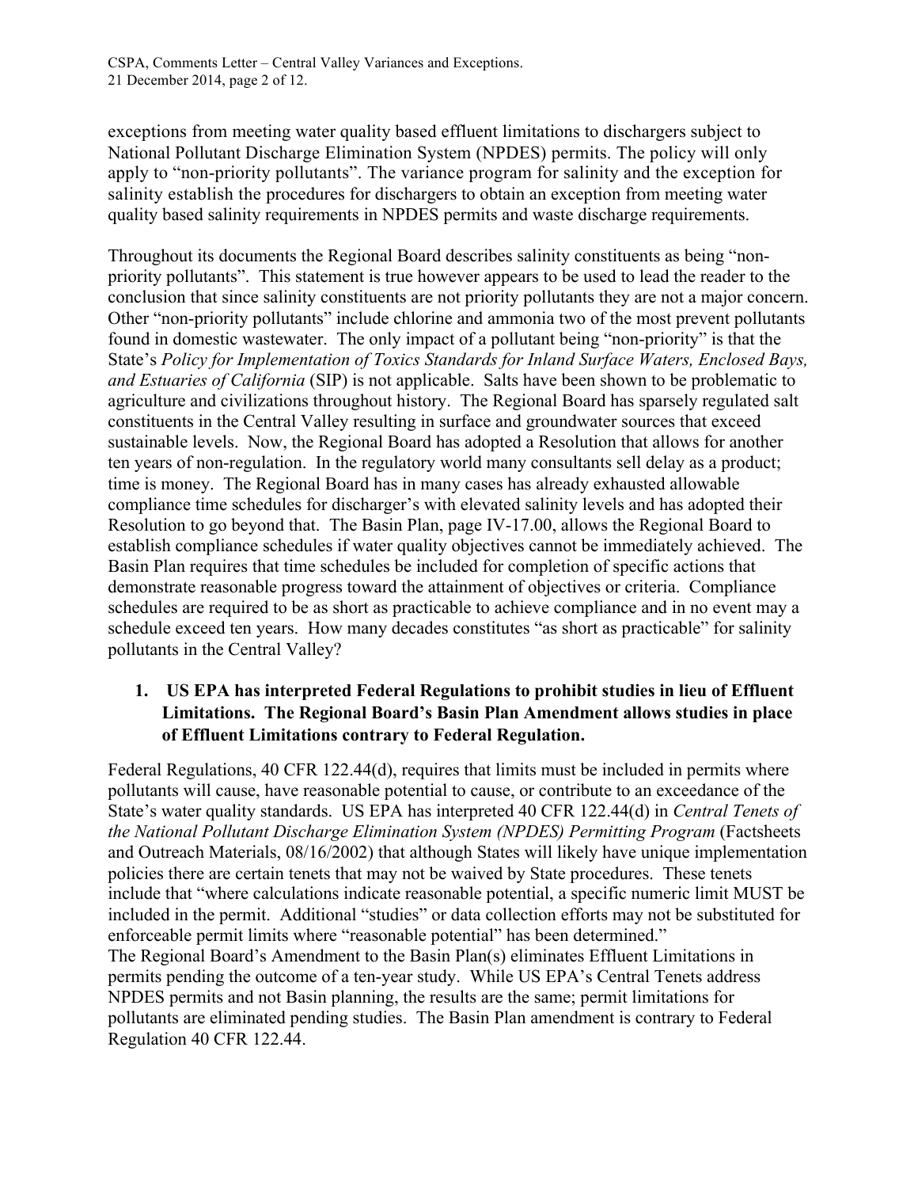exceptions from meeting water quality based effluent limitations to dischargers subject to National Pollutant Discharge Elimination System (NPDES) permits. The policy will only apply to "non-priority pollutants". The variance program for salinity and the exception for salinity establish the procedures for dischargers to obtain an exception from meeting water quality based salinity requirements in NPDES permits and waste discharge requirements.

Throughout its documents the Regional Board describes salinity constituents as being "non-priority pollutants". This statement is true however appears to be used to lead the reader to the conclusion that since salinity constituents are not priority pollutants they are not a major concern. Other "non-priority pollutants" include chlorine and ammonia two of the most prevent pollutants found in domestic wastewater. The only impact of a pollutant being "non-priority" is that the State's *Policy for Implementation of Toxics Standards for Inland Surface Waters, Enclosed Bays, and Estuaries of California* (SIP) is not applicable. Salts have been shown to be problematic to agriculture and civilizations throughout history. The Regional Board has sparsely regulated salt constituents in the Central Valley resulting in surface and groundwater sources that exceed sustainable levels. Now, the Regional Board has adopted a Resolution that allows for another ten years of non-regulation. In the regulatory world many consultants sell delay as a product; time is money. The Regional Board has in many cases has already exhausted allowable compliance time schedules for discharger's with elevated salinity levels and has adopted their Resolution to go beyond that. The Basin Plan, page IV-17.00, allows the Regional Board to establish compliance schedules if water quality objectives cannot be immediately achieved. The Basin Plan requires that time schedules be included for completion of specific actions that demonstrate reasonable progress toward the attainment of objectives or criteria. Compliance schedules are required to be as short as practicable to achieve compliance and in no event may a schedule exceed ten years. How many decades constitutes "as short as practicable" for salinity pollutants in the Central Valley?

1. **US EPA has interpreted Federal Regulations to prohibit studies in lieu of Effluent Limitations. The Regional Board's Basin Plan Amendment allows studies in place of Effluent Limitations contrary to Federal Regulation.**

Federal Regulations, 40 CFR 122.44(d), requires that limits must be included in permits where pollutants will cause, have reasonable potential to cause, or contribute to an exceedance of the State's water quality standards. US EPA has interpreted 40 CFR 122.44(d) in *Central Tenets of the National Pollutant Discharge Elimination System (NPDES) Permitting Program* (Factsheets and Outreach Materials, 08/16/2002) that although States will likely have unique implementation policies there are certain tenets that may not be waived by State procedures. These tenets include that "where calculations indicate reasonable potential, a specific numeric limit MUST be included in the permit. Additional "studies" or data collection efforts may not be substituted for enforceable permit limits where "reasonable potential" has been determined."

The Regional Board's Amendment to the Basin Plan(s) eliminates Effluent Limitations in permits pending the outcome of a ten-year study. While US EPA's Central Tenets address NPDES permits and not Basin planning, the results are the same; permit limitations for pollutants are eliminated pending studies. The Basin Plan amendment is contrary to Federal Regulation 40 CFR 122.44.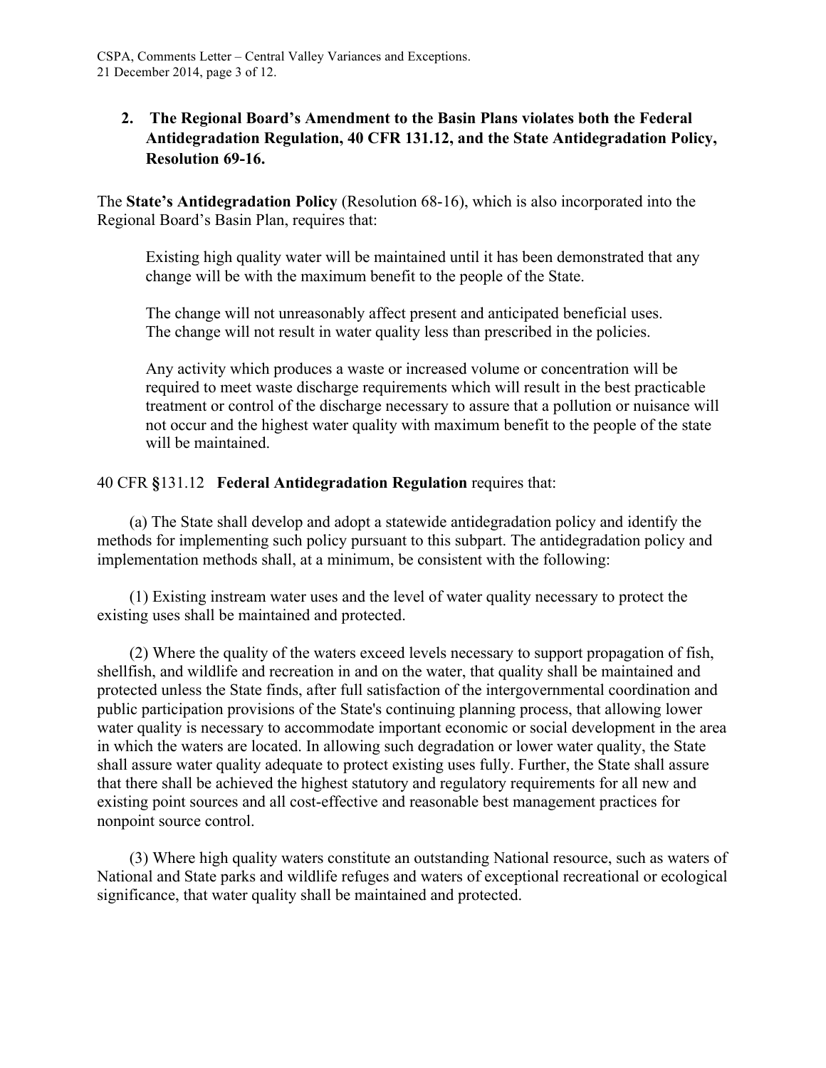## 2. The Regional Board's Amendment to the Basin Plans violates both the Federal Antidegradation Regulation, 40 CFR 131.12, and the State Antidegradation Policy, Resolution 69-16.

The **State's Antidegradation Policy** (Resolution 68-16), which is also incorporated into the Regional Board's Basin Plan, requires that:

> Existing high quality water will be maintained until it has been demonstrated that any change will be with the maximum benefit to the people of the State.
>
> The change will not unreasonably affect present and anticipated beneficial uses.
> The change will not result in water quality less than prescribed in the policies.
>
> Any activity which produces a waste or increased volume or concentration will be required to meet waste discharge requirements which will result in the best practicable treatment or control of the discharge necessary to assure that a pollution or nuisance will not occur and the highest water quality with maximum benefit to the people of the state will be maintained.

40 CFR **§**131.12 **Federal Antidegradation Regulation** requires that:

(a) The State shall develop and adopt a statewide antidegradation policy and identify the methods for implementing such policy pursuant to this subpart. The antidegradation policy and implementation methods shall, at a minimum, be consistent with the following:

(1) Existing instream water uses and the level of water quality necessary to protect the existing uses shall be maintained and protected.

(2) Where the quality of the waters exceed levels necessary to support propagation of fish, shellfish, and wildlife and recreation in and on the water, that quality shall be maintained and protected unless the State finds, after full satisfaction of the intergovernmental coordination and public participation provisions of the State's continuing planning process, that allowing lower water quality is necessary to accommodate important economic or social development in the area in which the waters are located. In allowing such degradation or lower water quality, the State shall assure water quality adequate to protect existing uses fully. Further, the State shall assure that there shall be achieved the highest statutory and regulatory requirements for all new and existing point sources and all cost-effective and reasonable best management practices for nonpoint source control.

(3) Where high quality waters constitute an outstanding National resource, such as waters of National and State parks and wildlife refuges and waters of exceptional recreational or ecological significance, that water quality shall be maintained and protected.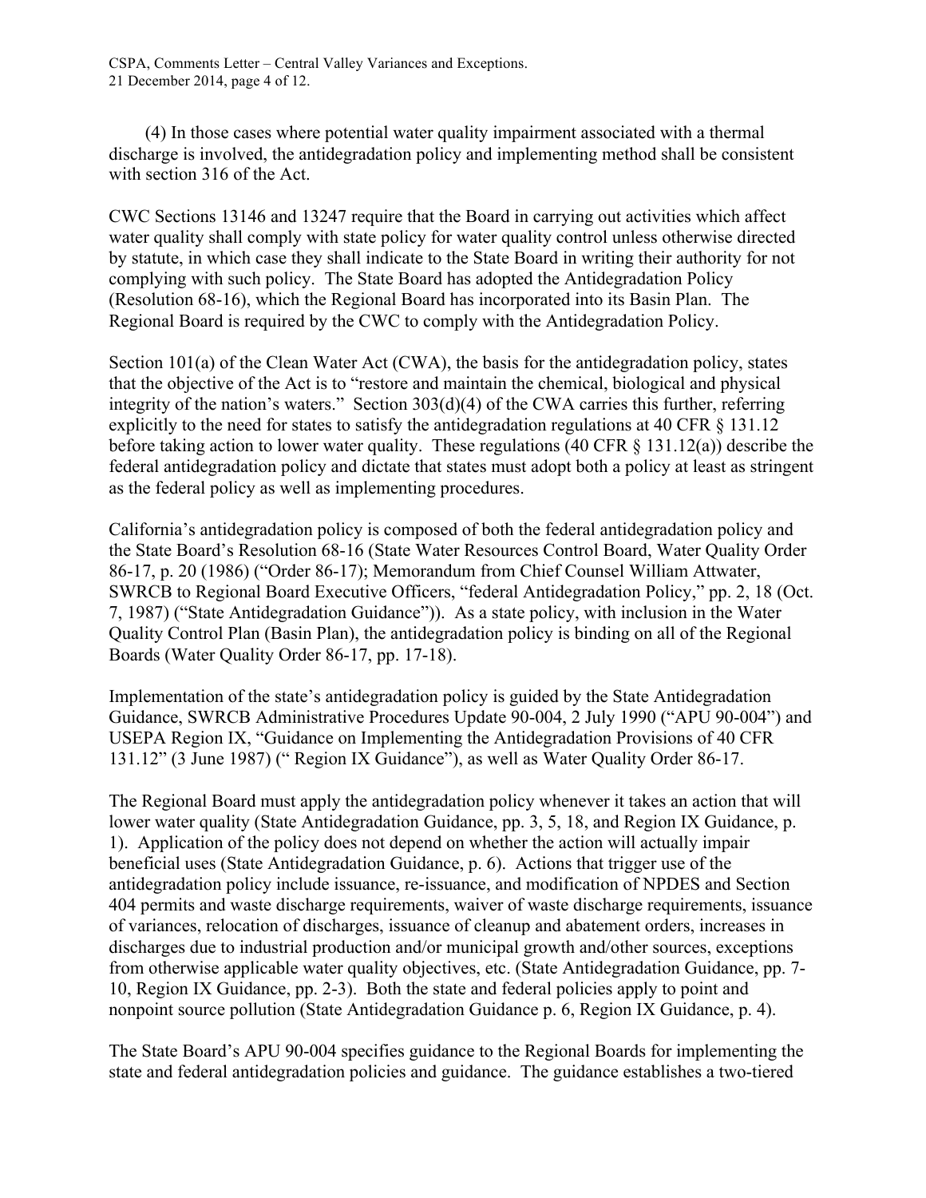(4) In those cases where potential water quality impairment associated with a thermal discharge is involved, the antidegradation policy and implementing method shall be consistent with section 316 of the Act.

CWC Sections 13146 and 13247 require that the Board in carrying out activities which affect water quality shall comply with state policy for water quality control unless otherwise directed by statute, in which case they shall indicate to the State Board in writing their authority for not complying with such policy. The State Board has adopted the Antidegradation Policy (Resolution 68-16), which the Regional Board has incorporated into its Basin Plan. The Regional Board is required by the CWC to comply with the Antidegradation Policy.

Section 101(a) of the Clean Water Act (CWA), the basis for the antidegradation policy, states that the objective of the Act is to "restore and maintain the chemical, biological and physical integrity of the nation's waters." Section 303(d)(4) of the CWA carries this further, referring explicitly to the need for states to satisfy the antidegradation regulations at 40 CFR § 131.12 before taking action to lower water quality. These regulations (40 CFR § 131.12(a)) describe the federal antidegradation policy and dictate that states must adopt both a policy at least as stringent as the federal policy as well as implementing procedures.

California's antidegradation policy is composed of both the federal antidegradation policy and the State Board's Resolution 68-16 (State Water Resources Control Board, Water Quality Order 86-17, p. 20 (1986) ("Order 86-17); Memorandum from Chief Counsel William Attwater, SWRCB to Regional Board Executive Officers, "federal Antidegradation Policy," pp. 2, 18 (Oct. 7, 1987) ("State Antidegradation Guidance")). As a state policy, with inclusion in the Water Quality Control Plan (Basin Plan), the antidegradation policy is binding on all of the Regional Boards (Water Quality Order 86-17, pp. 17-18).

Implementation of the state's antidegradation policy is guided by the State Antidegradation Guidance, SWRCB Administrative Procedures Update 90-004, 2 July 1990 ("APU 90-004") and USEPA Region IX, "Guidance on Implementing the Antidegradation Provisions of 40 CFR 131.12" (3 June 1987) (" Region IX Guidance"), as well as Water Quality Order 86-17.

The Regional Board must apply the antidegradation policy whenever it takes an action that will lower water quality (State Antidegradation Guidance, pp. 3, 5, 18, and Region IX Guidance, p. 1). Application of the policy does not depend on whether the action will actually impair beneficial uses (State Antidegradation Guidance, p. 6). Actions that trigger use of the antidegradation policy include issuance, re-issuance, and modification of NPDES and Section 404 permits and waste discharge requirements, waiver of waste discharge requirements, issuance of variances, relocation of discharges, issuance of cleanup and abatement orders, increases in discharges due to industrial production and/or municipal growth and/other sources, exceptions from otherwise applicable water quality objectives, etc. (State Antidegradation Guidance, pp. 7-10, Region IX Guidance, pp. 2-3). Both the state and federal policies apply to point and nonpoint source pollution (State Antidegradation Guidance p. 6, Region IX Guidance, p. 4).

The State Board's APU 90-004 specifies guidance to the Regional Boards for implementing the state and federal antidegradation policies and guidance. The guidance establishes a two-tiered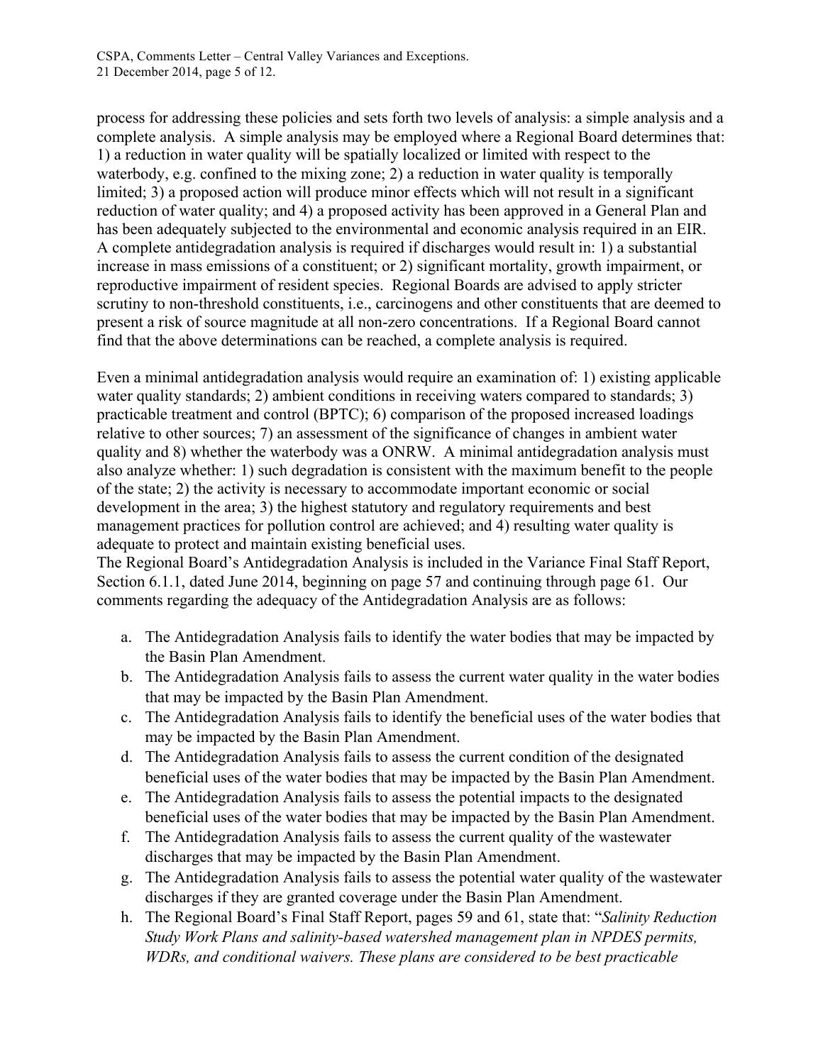process for addressing these policies and sets forth two levels of analysis: a simple analysis and a complete analysis. A simple analysis may be employed where a Regional Board determines that: 1) a reduction in water quality will be spatially localized or limited with respect to the waterbody, e.g. confined to the mixing zone; 2) a reduction in water quality is temporally limited; 3) a proposed action will produce minor effects which will not result in a significant reduction of water quality; and 4) a proposed activity has been approved in a General Plan and has been adequately subjected to the environmental and economic analysis required in an EIR. A complete antidegradation analysis is required if discharges would result in: 1) a substantial increase in mass emissions of a constituent; or 2) significant mortality, growth impairment, or reproductive impairment of resident species. Regional Boards are advised to apply stricter scrutiny to non-threshold constituents, i.e., carcinogens and other constituents that are deemed to present a risk of source magnitude at all non-zero concentrations. If a Regional Board cannot find that the above determinations can be reached, a complete analysis is required.

Even a minimal antidegradation analysis would require an examination of: 1) existing applicable water quality standards; 2) ambient conditions in receiving waters compared to standards; 3) practicable treatment and control (BPTC); 6) comparison of the proposed increased loadings relative to other sources; 7) an assessment of the significance of changes in ambient water quality and 8) whether the waterbody was a ONRW. A minimal antidegradation analysis must also analyze whether: 1) such degradation is consistent with the maximum benefit to the people of the state; 2) the activity is necessary to accommodate important economic or social development in the area; 3) the highest statutory and regulatory requirements and best management practices for pollution control are achieved; and 4) resulting water quality is adequate to protect and maintain existing beneficial uses.

The Regional Board's Antidegradation Analysis is included in the Variance Final Staff Report, Section 6.1.1, dated June 2014, beginning on page 57 and continuing through page 61. Our comments regarding the adequacy of the Antidegradation Analysis are as follows:

a. The Antidegradation Analysis fails to identify the water bodies that may be impacted by the Basin Plan Amendment.
b. The Antidegradation Analysis fails to assess the current water quality in the water bodies that may be impacted by the Basin Plan Amendment.
c. The Antidegradation Analysis fails to identify the beneficial uses of the water bodies that may be impacted by the Basin Plan Amendment.
d. The Antidegradation Analysis fails to assess the current condition of the designated beneficial uses of the water bodies that may be impacted by the Basin Plan Amendment.
e. The Antidegradation Analysis fails to assess the potential impacts to the designated beneficial uses of the water bodies that may be impacted by the Basin Plan Amendment.
f. The Antidegradation Analysis fails to assess the current quality of the wastewater discharges that may be impacted by the Basin Plan Amendment.
g. The Antidegradation Analysis fails to assess the potential water quality of the wastewater discharges if they are granted coverage under the Basin Plan Amendment.
h. The Regional Board's Final Staff Report, pages 59 and 61, state that: "*Salinity Reduction Study Work Plans and salinity-based watershed management plan in NPDES permits, WDRs, and conditional waivers. These plans are considered to be best practicable*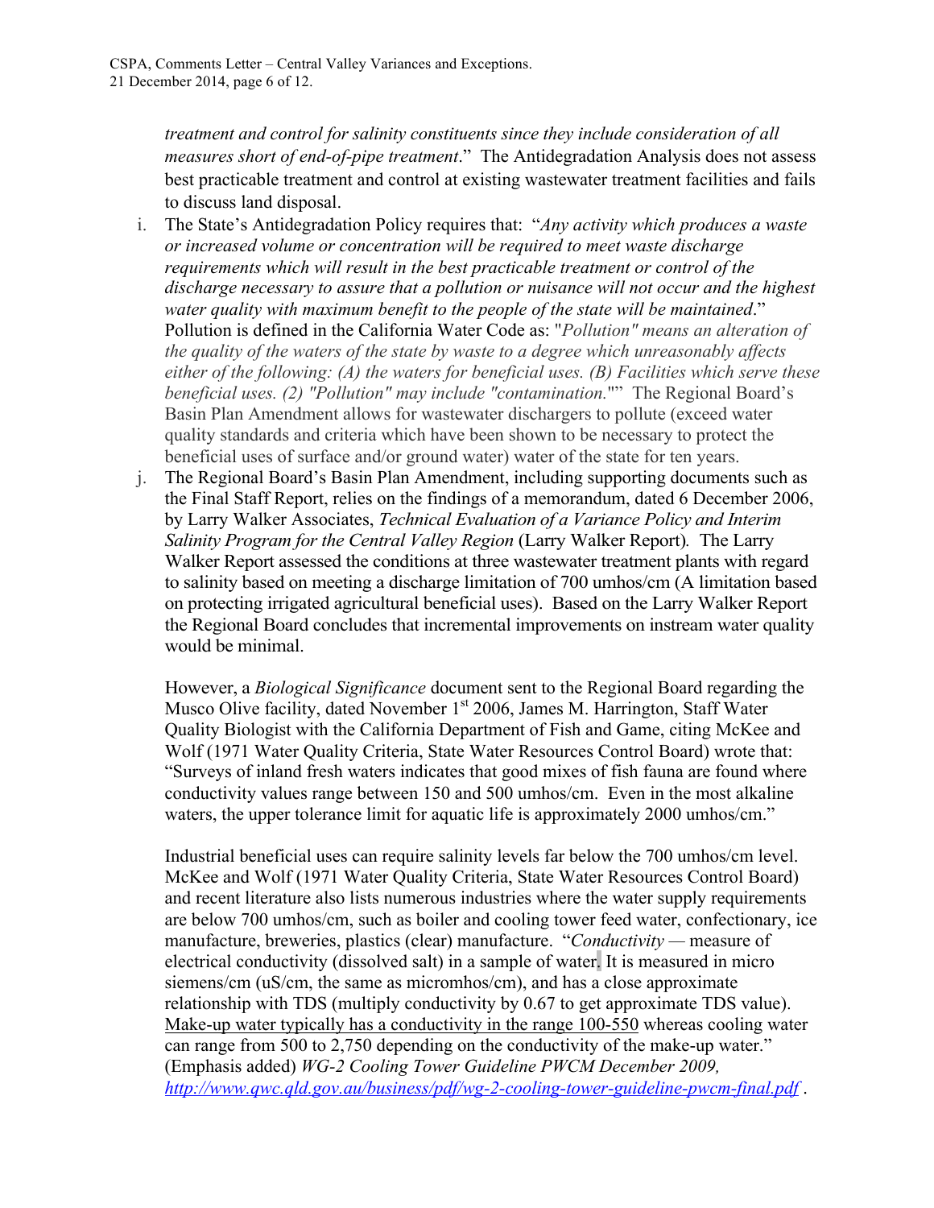*treatment and control for salinity constituents since they include consideration of all measures short of end-of-pipe treatment*." The Antidegradation Analysis does not assess best practicable treatment and control at existing wastewater treatment facilities and fails to discuss land disposal.

i. The State's Antidegradation Policy requires that: "*Any activity which produces a waste or increased volume or concentration will be required to meet waste discharge requirements which will result in the best practicable treatment or control of the discharge necessary to assure that a pollution or nuisance will not occur and the highest water quality with maximum benefit to the people of the state will be maintained*." Pollution is defined in the California Water Code as: "*Pollution" means an alteration of the quality of the waters of the state by waste to a degree which unreasonably affects either of the following: (A) the waters for beneficial uses. (B) Facilities which serve these beneficial uses. (2) "Pollution" may include "contamination."*"" The Regional Board's Basin Plan Amendment allows for wastewater dischargers to pollute (exceed water quality standards and criteria which have been shown to be necessary to protect the beneficial uses of surface and/or ground water) water of the state for ten years.

j. The Regional Board's Basin Plan Amendment, including supporting documents such as the Final Staff Report, relies on the findings of a memorandum, dated 6 December 2006, by Larry Walker Associates, *Technical Evaluation of a Variance Policy and Interim Salinity Program for the Central Valley Region* (Larry Walker Report). The Larry Walker Report assessed the conditions at three wastewater treatment plants with regard to salinity based on meeting a discharge limitation of 700 umhos/cm (A limitation based on protecting irrigated agricultural beneficial uses). Based on the Larry Walker Report the Regional Board concludes that incremental improvements on instream water quality would be minimal.

   However, a *Biological Significance* document sent to the Regional Board regarding the Musco Olive facility, dated November 1st 2006, James M. Harrington, Staff Water Quality Biologist with the California Department of Fish and Game, citing McKee and Wolf (1971 Water Quality Criteria, State Water Resources Control Board) wrote that: "Surveys of inland fresh waters indicates that good mixes of fish fauna are found where conductivity values range between 150 and 500 umhos/cm. Even in the most alkaline waters, the upper tolerance limit for aquatic life is approximately 2000 umhos/cm."

   Industrial beneficial uses can require salinity levels far below the 700 umhos/cm level. McKee and Wolf (1971 Water Quality Criteria, State Water Resources Control Board) and recent literature also lists numerous industries where the water supply requirements are below 700 umhos/cm, such as boiler and cooling tower feed water, confectionary, ice manufacture, breweries, plastics (clear) manufacture. "*Conductivity* — measure of electrical conductivity (dissolved salt) in a sample of water. It is measured in micro siemens/cm (uS/cm, the same as micromhos/cm), and has a close approximate relationship with TDS (multiply conductivity by 0.67 to get approximate TDS value). <u>Make-up water typically has a conductivity in the range 100-550</u> whereas cooling water can range from 500 to 2,750 depending on the conductivity of the make-up water." (Emphasis added) *WG-2 Cooling Tower Guideline PWCM December 2009, http://www.qwc.qld.gov.au/business/pdf/wg-2-cooling-tower-guideline-pwcm-final.pdf* .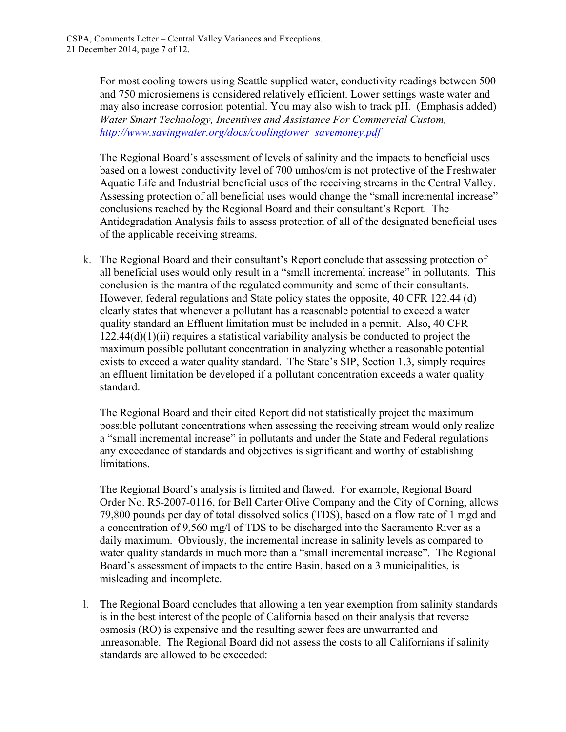For most cooling towers using Seattle supplied water, conductivity readings between 500 and 750 microsiemens is considered relatively efficient. Lower settings waste water and may also increase corrosion potential. You may also wish to track pH. (Emphasis added) *Water Smart Technology, Incentives and Assistance For Commercial Custom,* [http://www.savingwater.org/docs/coolingtower_savemoney.pdf](http://www.savingwater.org/docs/coolingtower_savemoney.pdf)

The Regional Board's assessment of levels of salinity and the impacts to beneficial uses based on a lowest conductivity level of 700 umhos/cm is not protective of the Freshwater Aquatic Life and Industrial beneficial uses of the receiving streams in the Central Valley. Assessing protection of all beneficial uses would change the "small incremental increase" conclusions reached by the Regional Board and their consultant's Report. The Antidegradation Analysis fails to assess protection of all of the designated beneficial uses of the applicable receiving streams.

k. The Regional Board and their consultant's Report conclude that assessing protection of all beneficial uses would only result in a "small incremental increase" in pollutants. This conclusion is the mantra of the regulated community and some of their consultants. However, federal regulations and State policy states the opposite, 40 CFR 122.44 (d) clearly states that whenever a pollutant has a reasonable potential to exceed a water quality standard an Effluent limitation must be included in a permit. Also, 40 CFR 122.44(d)(1)(ii) requires a statistical variability analysis be conducted to project the maximum possible pollutant concentration in analyzing whether a reasonable potential exists to exceed a water quality standard. The State's SIP, Section 1.3, simply requires an effluent limitation be developed if a pollutant concentration exceeds a water quality standard.

   The Regional Board and their cited Report did not statistically project the maximum possible pollutant concentrations when assessing the receiving stream would only realize a "small incremental increase" in pollutants and under the State and Federal regulations any exceedance of standards and objectives is significant and worthy of establishing limitations.

   The Regional Board's analysis is limited and flawed. For example, Regional Board Order No. R5-2007-0116, for Bell Carter Olive Company and the City of Corning, allows 79,800 pounds per day of total dissolved solids (TDS), based on a flow rate of 1 mgd and a concentration of 9,560 mg/l of TDS to be discharged into the Sacramento River as a daily maximum. Obviously, the incremental increase in salinity levels as compared to water quality standards in much more than a "small incremental increase". The Regional Board's assessment of impacts to the entire Basin, based on a 3 municipalities, is misleading and incomplete.

l. The Regional Board concludes that allowing a ten year exemption from salinity standards is in the best interest of the people of California based on their analysis that reverse osmosis (RO) is expensive and the resulting sewer fees are unwarranted and unreasonable. The Regional Board did not assess the costs to all Californians if salinity standards are allowed to be exceeded: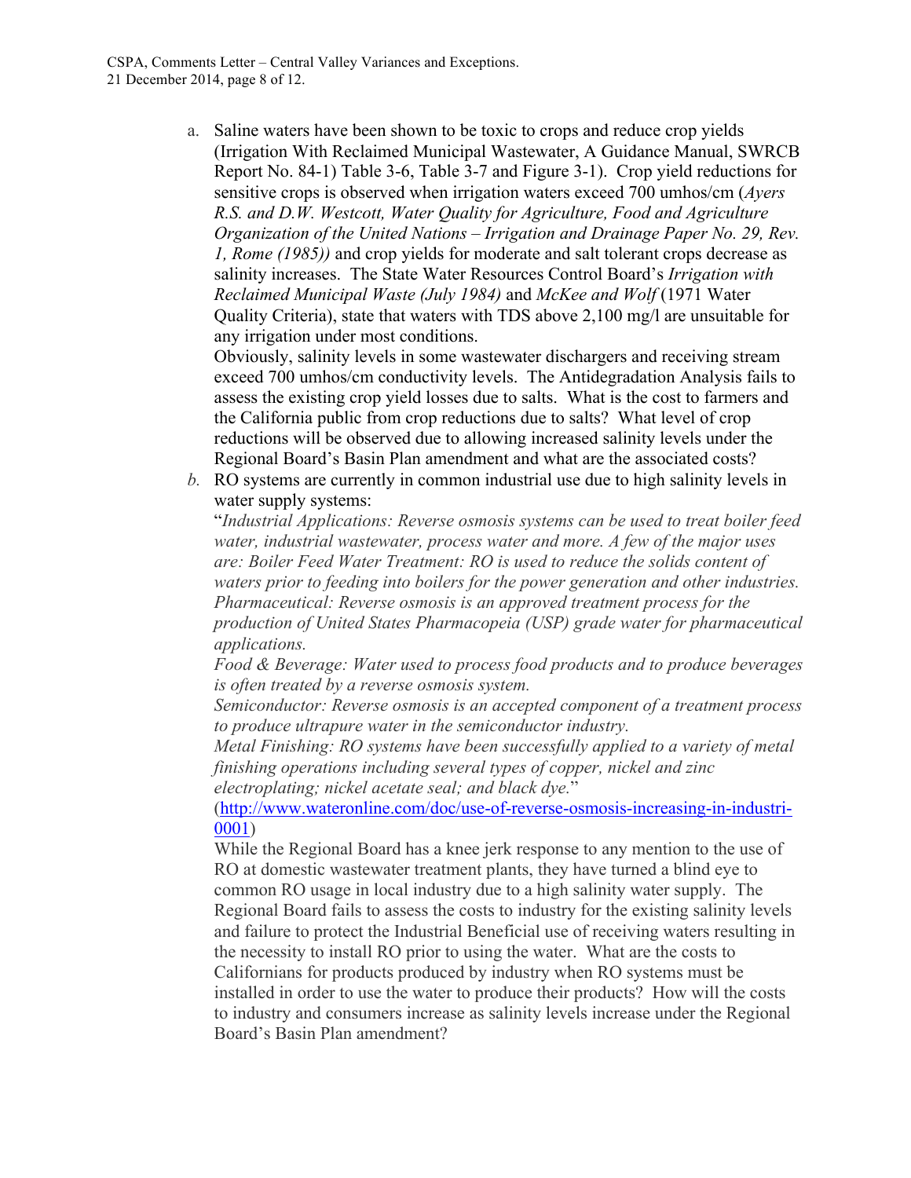a. Saline waters have been shown to be toxic to crops and reduce crop yields (Irrigation With Reclaimed Municipal Wastewater, A Guidance Manual, SWRCB Report No. 84-1) Table 3-6, Table 3-7 and Figure 3-1). Crop yield reductions for sensitive crops is observed when irrigation waters exceed 700 umhos/cm (*Ayers R.S. and D.W. Westcott, Water Quality for Agriculture, Food and Agriculture Organization of the United Nations – Irrigation and Drainage Paper No. 29, Rev. 1, Rome (1985))* and crop yields for moderate and salt tolerant crops decrease as salinity increases. The State Water Resources Control Board's *Irrigation with Reclaimed Municipal Waste (July 1984)* and *McKee and Wolf* (1971 Water Quality Criteria), state that waters with TDS above 2,100 mg/l are unsuitable for any irrigation under most conditions.

   Obviously, salinity levels in some wastewater dischargers and receiving stream exceed 700 umhos/cm conductivity levels. The Antidegradation Analysis fails to assess the existing crop yield losses due to salts. What is the cost to farmers and the California public from crop reductions due to salts? What level of crop reductions will be observed due to allowing increased salinity levels under the Regional Board's Basin Plan amendment and what are the associated costs?

*b.* RO systems are currently in common industrial use due to high salinity levels in water supply systems:

   "*Industrial Applications: Reverse osmosis systems can be used to treat boiler feed water, industrial wastewater, process water and more. A few of the major uses are: Boiler Feed Water Treatment: RO is used to reduce the solids content of waters prior to feeding into boilers for the power generation and other industries. Pharmaceutical: Reverse osmosis is an approved treatment process for the production of United States Pharmacopeia (USP) grade water for pharmaceutical applications.*

   *Food & Beverage: Water used to process food products and to produce beverages is often treated by a reverse osmosis system.*

   *Semiconductor: Reverse osmosis is an accepted component of a treatment process to produce ultrapure water in the semiconductor industry.*

   *Metal Finishing: RO systems have been successfully applied to a variety of metal finishing operations including several types of copper, nickel and zinc electroplating; nickel acetate seal; and black dye.*"

   ([http://www.wateronline.com/doc/use-of-reverse-osmosis-increasing-in-industri-0001](http://www.wateronline.com/doc/use-of-reverse-osmosis-increasing-in-industri-0001))

   While the Regional Board has a knee jerk response to any mention to the use of RO at domestic wastewater treatment plants, they have turned a blind eye to common RO usage in local industry due to a high salinity water supply. The Regional Board fails to assess the costs to industry for the existing salinity levels and failure to protect the Industrial Beneficial use of receiving waters resulting in the necessity to install RO prior to using the water. What are the costs to Californians for products produced by industry when RO systems must be installed in order to use the water to produce their products? How will the costs to industry and consumers increase as salinity levels increase under the Regional Board's Basin Plan amendment?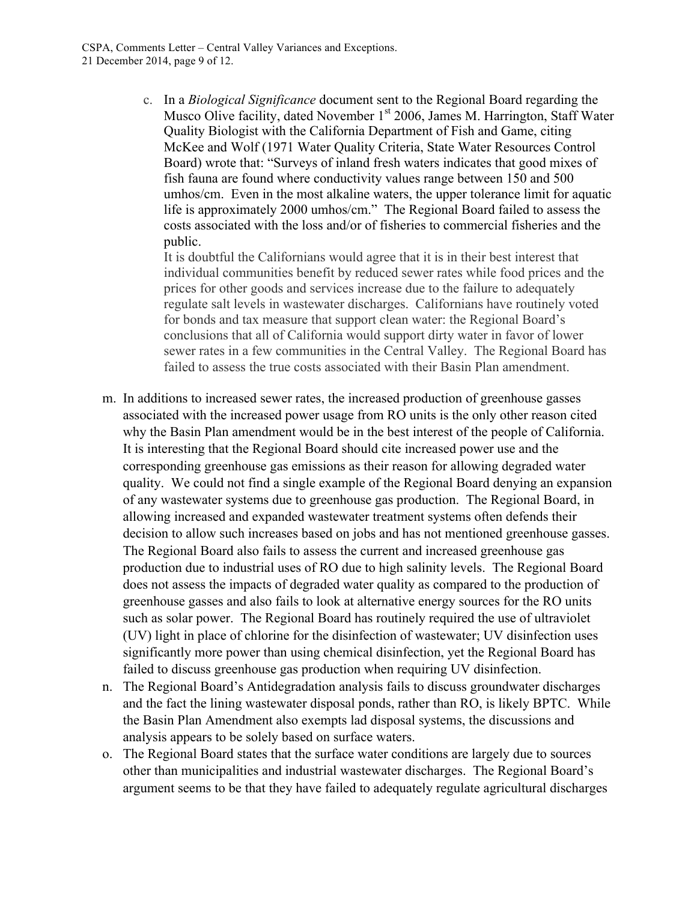c. In a *Biological Significance* document sent to the Regional Board regarding the Musco Olive facility, dated November 1st 2006, James M. Harrington, Staff Water Quality Biologist with the California Department of Fish and Game, citing McKee and Wolf (1971 Water Quality Criteria, State Water Resources Control Board) wrote that: "Surveys of inland fresh waters indicates that good mixes of fish fauna are found where conductivity values range between 150 and 500 umhos/cm. Even in the most alkaline waters, the upper tolerance limit for aquatic life is approximately 2000 umhos/cm." The Regional Board failed to assess the costs associated with the loss and/or of fisheries to commercial fisheries and the public.

   It is doubtful the Californians would agree that it is in their best interest that individual communities benefit by reduced sewer rates while food prices and the prices for other goods and services increase due to the failure to adequately regulate salt levels in wastewater discharges. Californians have routinely voted for bonds and tax measure that support clean water: the Regional Board's conclusions that all of California would support dirty water in favor of lower sewer rates in a few communities in the Central Valley. The Regional Board has failed to assess the true costs associated with their Basin Plan amendment.

m. In additions to increased sewer rates, the increased production of greenhouse gasses associated with the increased power usage from RO units is the only other reason cited why the Basin Plan amendment would be in the best interest of the people of California. It is interesting that the Regional Board should cite increased power use and the corresponding greenhouse gas emissions as their reason for allowing degraded water quality. We could not find a single example of the Regional Board denying an expansion of any wastewater systems due to greenhouse gas production. The Regional Board, in allowing increased and expanded wastewater treatment systems often defends their decision to allow such increases based on jobs and has not mentioned greenhouse gasses. The Regional Board also fails to assess the current and increased greenhouse gas production due to industrial uses of RO due to high salinity levels. The Regional Board does not assess the impacts of degraded water quality as compared to the production of greenhouse gasses and also fails to look at alternative energy sources for the RO units such as solar power. The Regional Board has routinely required the use of ultraviolet (UV) light in place of chlorine for the disinfection of wastewater; UV disinfection uses significantly more power than using chemical disinfection, yet the Regional Board has failed to discuss greenhouse gas production when requiring UV disinfection.

n. The Regional Board's Antidegradation analysis fails to discuss groundwater discharges and the fact the lining wastewater disposal ponds, rather than RO, is likely BPTC. While the Basin Plan Amendment also exempts lad disposal systems, the discussions and analysis appears to be solely based on surface waters.

o. The Regional Board states that the surface water conditions are largely due to sources other than municipalities and industrial wastewater discharges. The Regional Board's argument seems to be that they have failed to adequately regulate agricultural discharges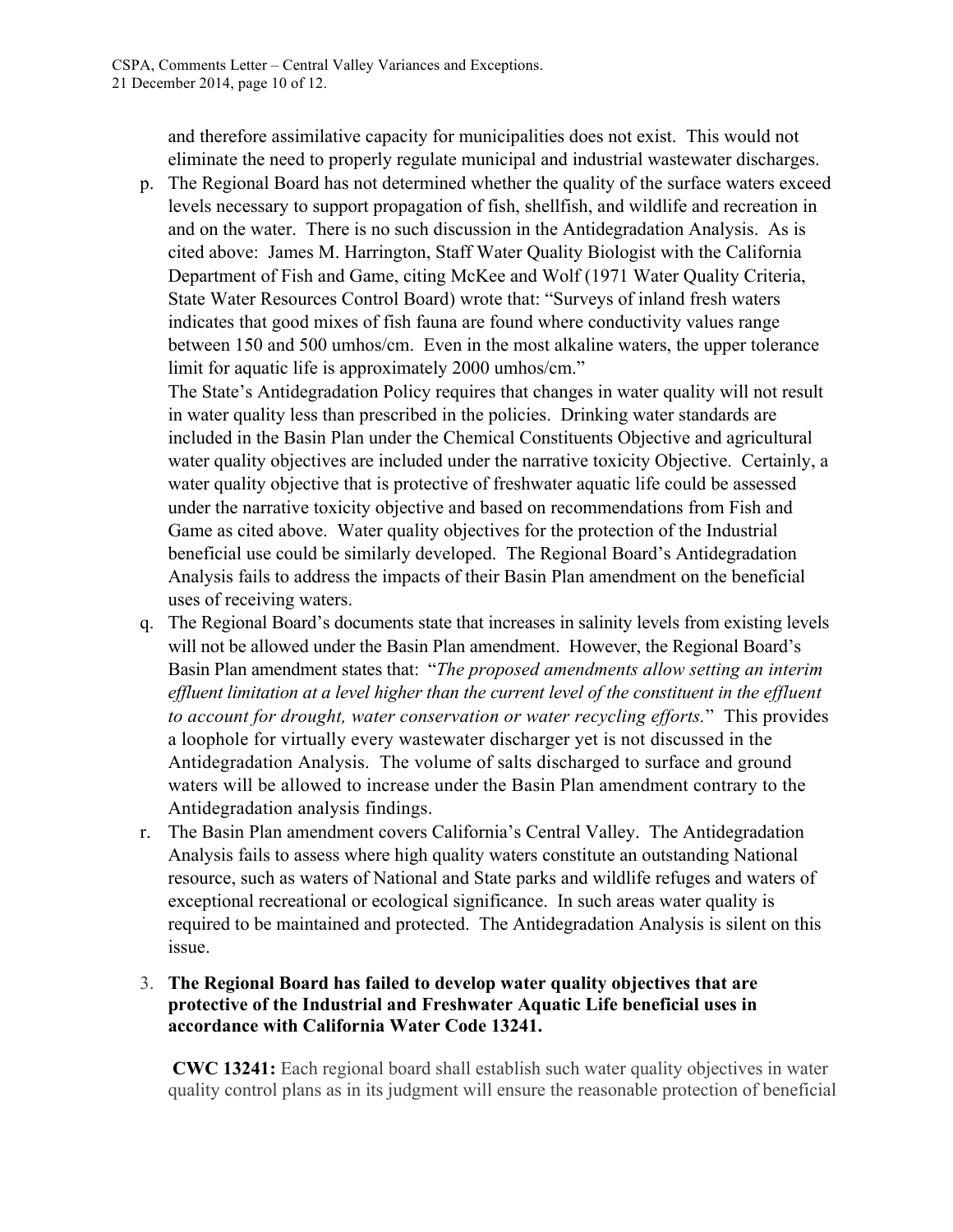and therefore assimilative capacity for municipalities does not exist. This would not eliminate the need to properly regulate municipal and industrial wastewater discharges.

p. The Regional Board has not determined whether the quality of the surface waters exceed levels necessary to support propagation of fish, shellfish, and wildlife and recreation in and on the water. There is no such discussion in the Antidegradation Analysis. As is cited above: James M. Harrington, Staff Water Quality Biologist with the California Department of Fish and Game, citing McKee and Wolf (1971 Water Quality Criteria, State Water Resources Control Board) wrote that: "Surveys of inland fresh waters indicates that good mixes of fish fauna are found where conductivity values range between 150 and 500 umhos/cm. Even in the most alkaline waters, the upper tolerance limit for aquatic life is approximately 2000 umhos/cm."

   The State's Antidegradation Policy requires that changes in water quality will not result in water quality less than prescribed in the policies. Drinking water standards are included in the Basin Plan under the Chemical Constituents Objective and agricultural water quality objectives are included under the narrative toxicity Objective. Certainly, a water quality objective that is protective of freshwater aquatic life could be assessed under the narrative toxicity objective and based on recommendations from Fish and Game as cited above. Water quality objectives for the protection of the Industrial beneficial use could be similarly developed. The Regional Board's Antidegradation Analysis fails to address the impacts of their Basin Plan amendment on the beneficial uses of receiving waters.

q. The Regional Board's documents state that increases in salinity levels from existing levels will not be allowed under the Basin Plan amendment. However, the Regional Board's Basin Plan amendment states that: "*The proposed amendments allow setting an interim effluent limitation at a level higher than the current level of the constituent in the effluent to account for drought, water conservation or water recycling efforts.*" This provides a loophole for virtually every wastewater discharger yet is not discussed in the Antidegradation Analysis. The volume of salts discharged to surface and ground waters will be allowed to increase under the Basin Plan amendment contrary to the Antidegradation analysis findings.

r. The Basin Plan amendment covers California's Central Valley. The Antidegradation Analysis fails to assess where high quality waters constitute an outstanding National resource, such as waters of National and State parks and wildlife refuges and waters of exceptional recreational or ecological significance. In such areas water quality is required to be maintained and protected. The Antidegradation Analysis is silent on this issue.

3. **The Regional Board has failed to develop water quality objectives that are protective of the Industrial and Freshwater Aquatic Life beneficial uses in accordance with California Water Code 13241.**

   **CWC 13241:** Each regional board shall establish such water quality objectives in water quality control plans as in its judgment will ensure the reasonable protection of beneficial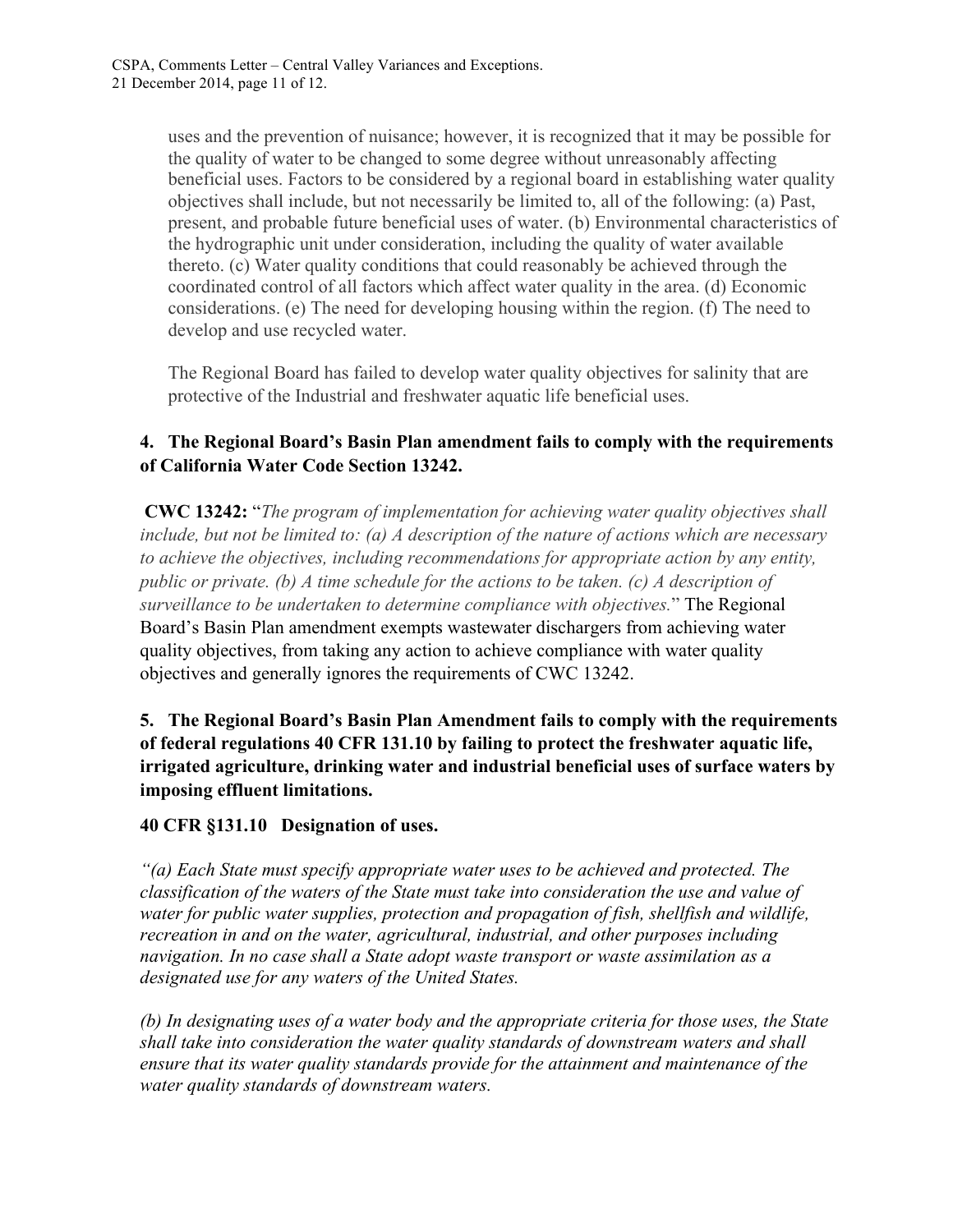uses and the prevention of nuisance; however, it is recognized that it may be possible for the quality of water to be changed to some degree without unreasonably affecting beneficial uses. Factors to be considered by a regional board in establishing water quality objectives shall include, but not necessarily be limited to, all of the following: (a) Past, present, and probable future beneficial uses of water. (b) Environmental characteristics of the hydrographic unit under consideration, including the quality of water available thereto. (c) Water quality conditions that could reasonably be achieved through the coordinated control of all factors which affect water quality in the area. (d) Economic considerations. (e) The need for developing housing within the region. (f) The need to develop and use recycled water.

The Regional Board has failed to develop water quality objectives for salinity that are protective of the Industrial and freshwater aquatic life beneficial uses.

**4. The Regional Board's Basin Plan amendment fails to comply with the requirements of California Water Code Section 13242.**

**CWC 13242:** "*The program of implementation for achieving water quality objectives shall include, but not be limited to: (a) A description of the nature of actions which are necessary to achieve the objectives, including recommendations for appropriate action by any entity, public or private. (b) A time schedule for the actions to be taken. (c) A description of surveillance to be undertaken to determine compliance with objectives.*" The Regional Board's Basin Plan amendment exempts wastewater dischargers from achieving water quality objectives, from taking any action to achieve compliance with water quality objectives and generally ignores the requirements of CWC 13242.

**5. The Regional Board's Basin Plan Amendment fails to comply with the requirements of federal regulations 40 CFR 131.10 by failing to protect the freshwater aquatic life, irrigated agriculture, drinking water and industrial beneficial uses of surface waters by imposing effluent limitations.**

**40 CFR §131.10 Designation of uses.**

*"(a) Each State must specify appropriate water uses to be achieved and protected. The classification of the waters of the State must take into consideration the use and value of water for public water supplies, protection and propagation of fish, shellfish and wildlife, recreation in and on the water, agricultural, industrial, and other purposes including navigation. In no case shall a State adopt waste transport or waste assimilation as a designated use for any waters of the United States.*

*(b) In designating uses of a water body and the appropriate criteria for those uses, the State shall take into consideration the water quality standards of downstream waters and shall ensure that its water quality standards provide for the attainment and maintenance of the water quality standards of downstream waters.*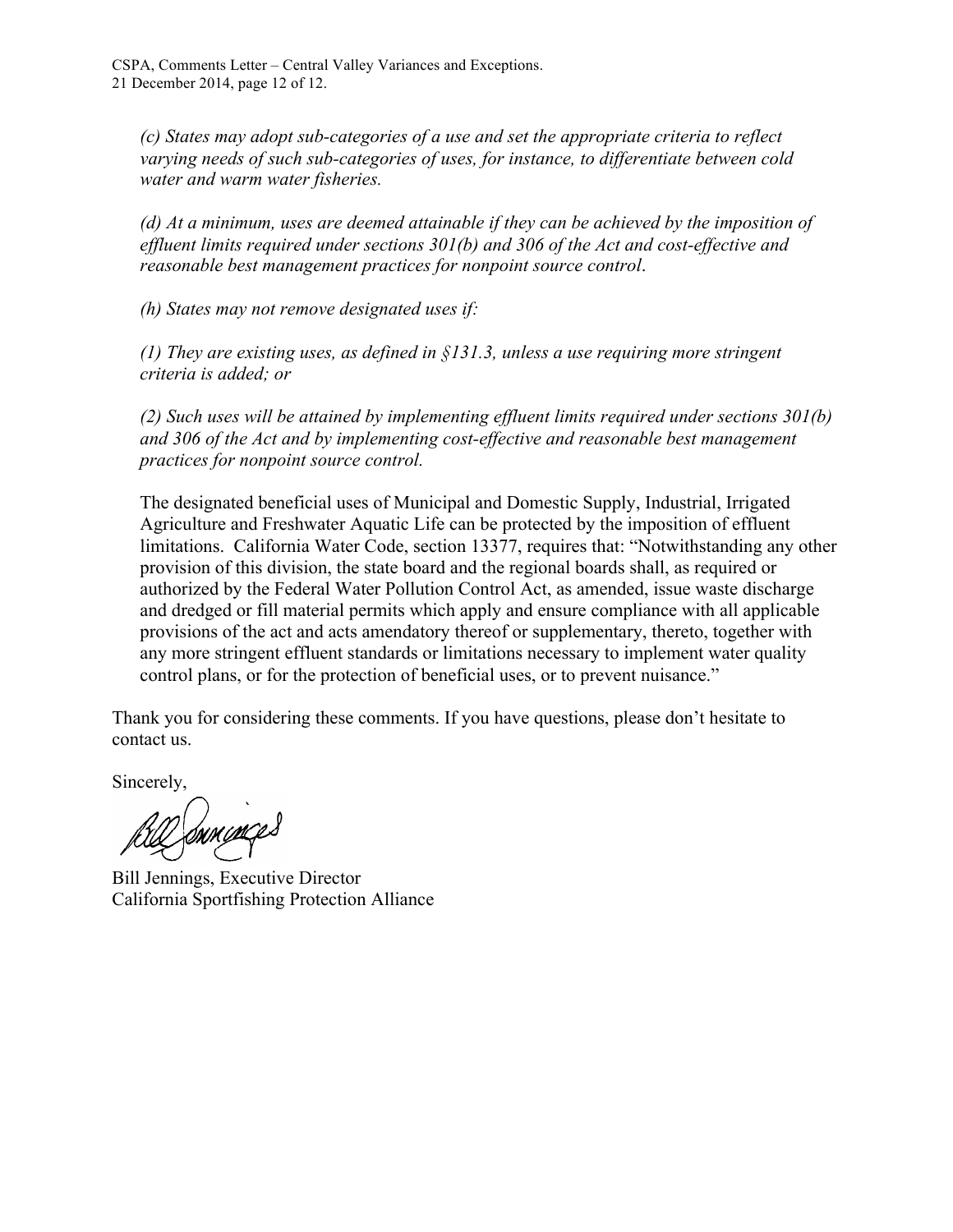*(c) States may adopt sub-categories of a use and set the appropriate criteria to reflect varying needs of such sub-categories of uses, for instance, to differentiate between cold water and warm water fisheries.*

*(d) At a minimum, uses are deemed attainable if they can be achieved by the imposition of effluent limits required under sections 301(b) and 306 of the Act and cost-effective and reasonable best management practices for nonpoint source control*.

*(h) States may not remove designated uses if:*

*(1) They are existing uses, as defined in §131.3, unless a use requiring more stringent criteria is added; or*

*(2) Such uses will be attained by implementing effluent limits required under sections 301(b) and 306 of the Act and by implementing cost-effective and reasonable best management practices for nonpoint source control.*

The designated beneficial uses of Municipal and Domestic Supply, Industrial, Irrigated Agriculture and Freshwater Aquatic Life can be protected by the imposition of effluent limitations. California Water Code, section 13377, requires that: "Notwithstanding any other provision of this division, the state board and the regional boards shall, as required or authorized by the Federal Water Pollution Control Act, as amended, issue waste discharge and dredged or fill material permits which apply and ensure compliance with all applicable provisions of the act and acts amendatory thereof or supplementary, thereto, together with any more stringent effluent standards or limitations necessary to implement water quality control plans, or for the protection of beneficial uses, or to prevent nuisance."

Thank you for considering these comments. If you have questions, please don't hesitate to contact us.

Sincerely,

Bill Jennings, Executive Director
California Sportfishing Protection Alliance